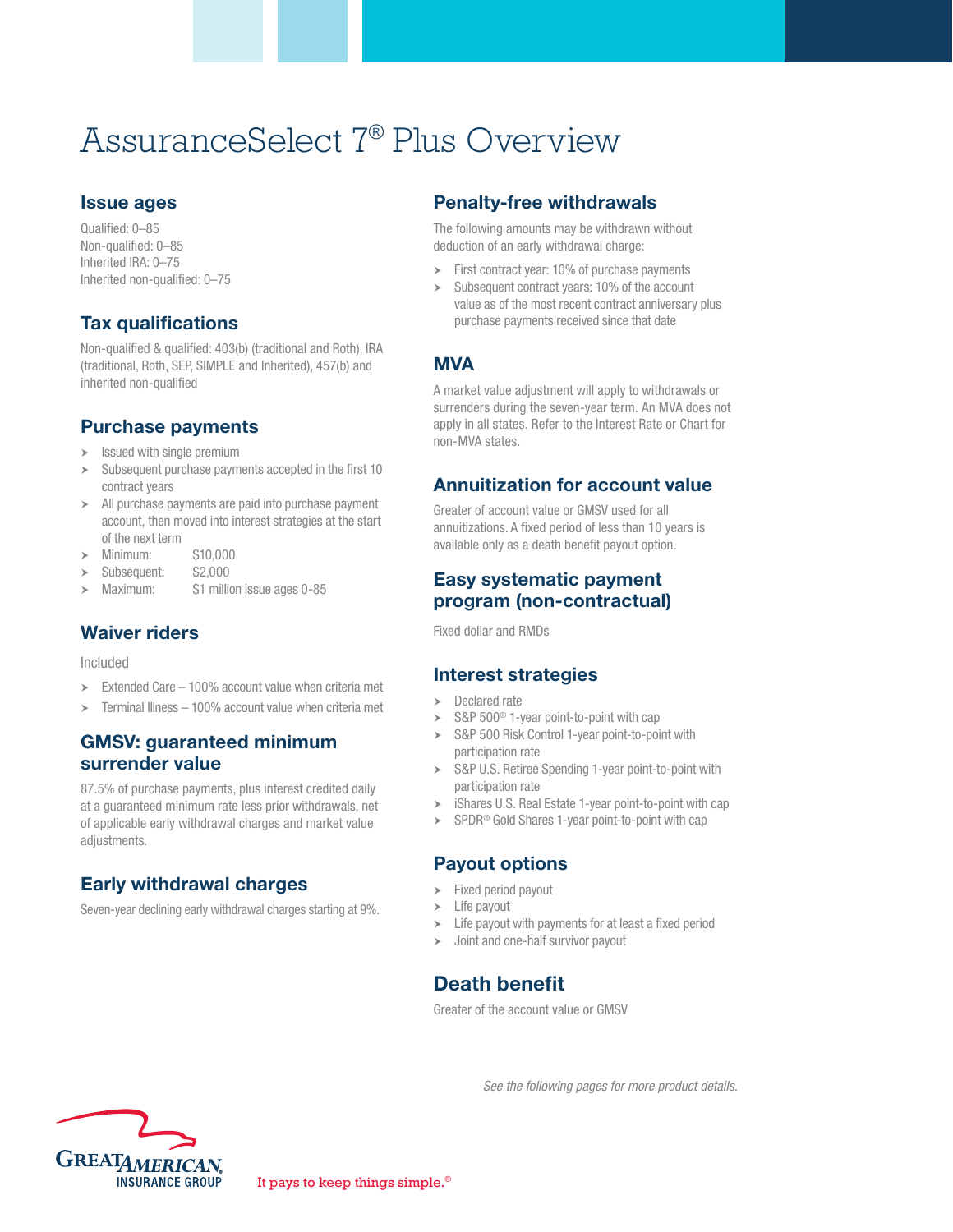# AssuranceSelect 7® Plus Overview

## Issue ages

Qualified: 0–85
Non-qualified: 0–85
Inherited IRA: 0–75
Inherited non-qualified: 0–75

## Tax qualifications

Non-qualified & qualified: 403(b) (traditional and Roth), IRA (traditional, Roth, SEP, SIMPLE and Inherited), 457(b) and inherited non-qualified

## Purchase payments

- Issued with single premium
- Subsequent purchase payments accepted in the first 10 contract years
- All purchase payments are paid into purchase payment account, then moved into interest strategies at the start of the next term
- Minimum: $10,000
- Subsequent: $2,000
- Maximum: $1 million issue ages 0-85

## Waiver riders

Included

- Extended Care – 100% account value when criteria met
- Terminal Illness – 100% account value when criteria met

## GMSV: guaranteed minimum surrender value

87.5% of purchase payments, plus interest credited daily at a guaranteed minimum rate less prior withdrawals, net of applicable early withdrawal charges and market value adjustments.

## Early withdrawal charges

Seven-year declining early withdrawal charges starting at 9%.

## Penalty-free withdrawals

The following amounts may be withdrawn without deduction of an early withdrawal charge:

- First contract year: 10% of purchase payments
- Subsequent contract years: 10% of the account value as of the most recent contract anniversary plus purchase payments received since that date

## MVA

A market value adjustment will apply to withdrawals or surrenders during the seven-year term. An MVA does not apply in all states. Refer to the Interest Rate or Chart for non-MVA states.

## Annuitization for account value

Greater of account value or GMSV used for all annuitizations. A fixed period of less than 10 years is available only as a death benefit payout option.

## Easy systematic payment program (non-contractual)

Fixed dollar and RMDs

## Interest strategies

- Declared rate
- S&P 500® 1-year point-to-point with cap
- S&P 500 Risk Control 1-year point-to-point with participation rate
- S&P U.S. Retiree Spending 1-year point-to-point with participation rate
- iShares U.S. Real Estate 1-year point-to-point with cap
- SPDR® Gold Shares 1-year point-to-point with cap

## Payout options

- Fixed period payout
- Life payout
- Life payout with payments for at least a fixed period
- Joint and one-half survivor payout

## Death benefit

Greater of the account value or GMSV

*See the following pages for more product details.*

GREAT AMERICAN INSURANCE GROUP

It pays to keep things simple.®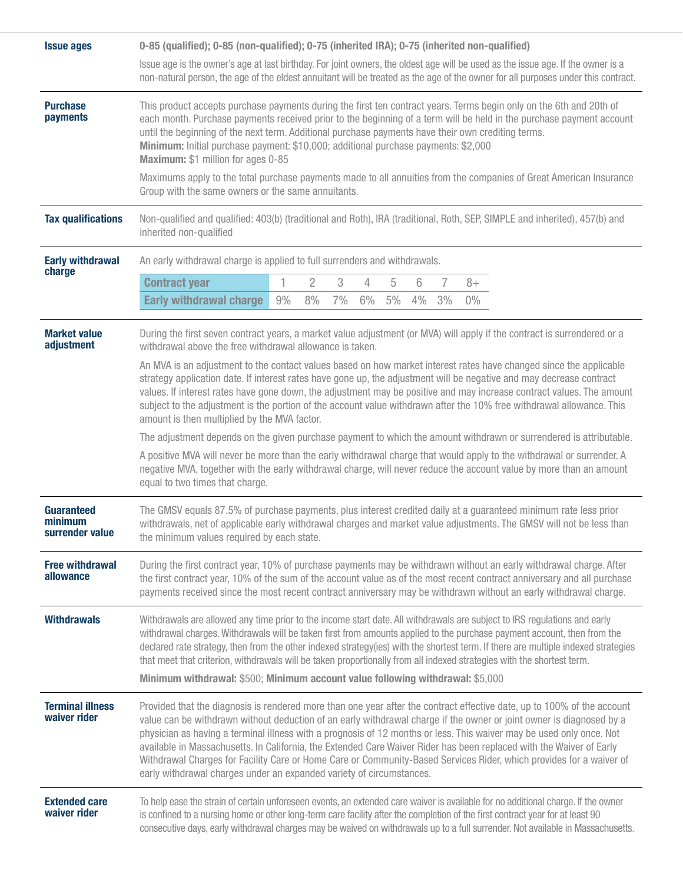### Issue ages

**0-85 (qualified); 0-85 (non-qualified); 0-75 (inherited IRA); 0-75 (inherited non-qualified)**

Issue age is the owner's age at last birthday. For joint owners, the oldest age will be used as the issue age. If the owner is a non-natural person, the age of the eldest annuitant will be treated as the age of the owner for all purposes under this contract.

### Purchase payments

This product accepts purchase payments during the first ten contract years. Terms begin only on the 6th and 20th of each month. Purchase payments received prior to the beginning of a term will be held in the purchase payment account until the beginning of the next term. Additional purchase payments have their own crediting terms.
**Minimum:** Initial purchase payment: $10,000; additional purchase payments: $2,000
**Maximum:** $1 million for ages 0-85

Maximums apply to the total purchase payments made to all annuities from the companies of Great American Insurance Group with the same owners or the same annuitants.

### Tax qualifications

Non-qualified and qualified: 403(b) (traditional and Roth), IRA (traditional, Roth, SEP, SIMPLE and inherited), 457(b) and inherited non-qualified

### Early withdrawal charge

An early withdrawal charge is applied to full surrenders and withdrawals.

| Contract year | 1 | 2 | 3 | 4 | 5 | 6 | 7 | 8+ |
|---|---|---|---|---|---|---|---|---|
| Early withdrawal charge | 9% | 8% | 7% | 6% | 5% | 4% | 3% | 0% |

### Market value adjustment

During the first seven contract years, a market value adjustment (or MVA) will apply if the contract is surrendered or a withdrawal above the free withdrawal allowance is taken.

An MVA is an adjustment to the contact values based on how market interest rates have changed since the applicable strategy application date. If interest rates have gone up, the adjustment will be negative and may decrease contract values. If interest rates have gone down, the adjustment may be positive and may increase contract values. The amount subject to the adjustment is the portion of the account value withdrawn after the 10% free withdrawal allowance. This amount is then multiplied by the MVA factor.

The adjustment depends on the given purchase payment to which the amount withdrawn or surrendered is attributable.

A positive MVA will never be more than the early withdrawal charge that would apply to the withdrawal or surrender. A negative MVA, together with the early withdrawal charge, will never reduce the account value by more than an amount equal to two times that charge.

### Guaranteed minimum surrender value

The GMSV equals 87.5% of purchase payments, plus interest credited daily at a guaranteed minimum rate less prior withdrawals, net of applicable early withdrawal charges and market value adjustments. The GMSV will not be less than the minimum values required by each state.

### Free withdrawal allowance

During the first contract year, 10% of purchase payments may be withdrawn without an early withdrawal charge. After the first contract year, 10% of the sum of the account value as of the most recent contract anniversary and all purchase payments received since the most recent contract anniversary may be withdrawn without an early withdrawal charge.

### Withdrawals

Withdrawals are allowed any time prior to the income start date. All withdrawals are subject to IRS regulations and early withdrawal charges. Withdrawals will be taken first from amounts applied to the purchase payment account, then from the declared rate strategy, then from the other indexed strategy(ies) with the shortest term. If there are multiple indexed strategies that meet that criterion, withdrawals will be taken proportionally from all indexed strategies with the shortest term.

**Minimum withdrawal:** $500; **Minimum account value following withdrawal:** $5,000

### Terminal illness waiver rider

Provided that the diagnosis is rendered more than one year after the contract effective date, up to 100% of the account value can be withdrawn without deduction of an early withdrawal charge if the owner or joint owner is diagnosed by a physician as having a terminal illness with a prognosis of 12 months or less. This waiver may be used only once. Not available in Massachusetts. In California, the Extended Care Waiver Rider has been replaced with the Waiver of Early Withdrawal Charges for Facility Care or Home Care or Community-Based Services Rider, which provides for a waiver of early withdrawal charges under an expanded variety of circumstances.

### Extended care waiver rider

To help ease the strain of certain unforeseen events, an extended care waiver is available for no additional charge. If the owner is confined to a nursing home or other long-term care facility after the completion of the first contract year for at least 90 consecutive days, early withdrawal charges may be waived on withdrawals up to a full surrender. Not available in Massachusetts.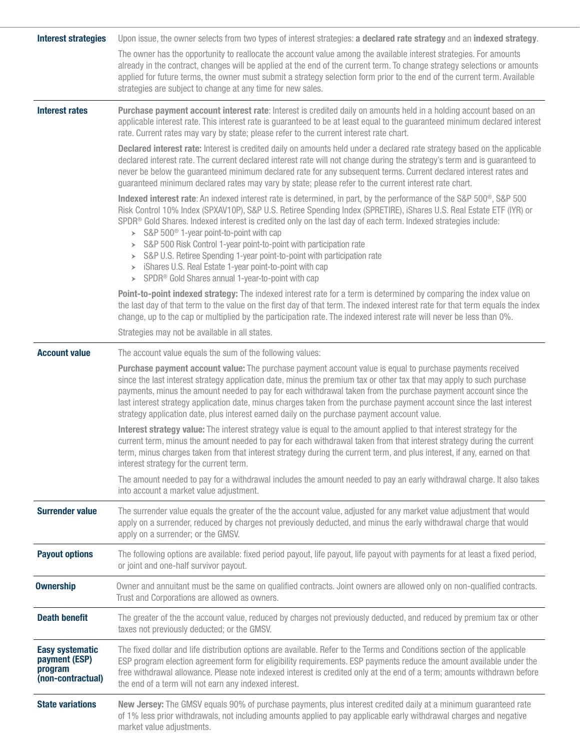| | |
|---|---|
| **Interest strategies** | Upon issue, the owner selects from two types of interest strategies: **a declared rate strategy** and an **indexed strategy**.<br><br>The owner has the opportunity to reallocate the account value among the available interest strategies. For amounts already in the contract, changes will be applied at the end of the current term. To change strategy selections or amounts applied for future terms, the owner must submit a strategy selection form prior to the end of the current term. Available strategies are subject to change at any time for new sales. |
| **Interest rates** | **Purchase payment account interest rate**: Interest is credited daily on amounts held in a holding account based on an applicable interest rate. This interest rate is guaranteed to be at least equal to the guaranteed minimum declared interest rate. Current rates may vary by state; please refer to the current interest rate chart.<br><br>**Declared interest rate:** Interest is credited daily on amounts held under a declared rate strategy based on the applicable declared interest rate. The current declared interest rate will not change during the strategy's term and is guaranteed to never be below the guaranteed minimum declared rate for any subsequent terms. Current declared interest rates and guaranteed minimum declared rates may vary by state; please refer to the current interest rate chart.<br><br>**Indexed interest rate**: An indexed interest rate is determined, in part, by the performance of the S&P 500®, S&P 500 Risk Control 10% Index (SPXAV10P), S&P U.S. Retiree Spending Index (SPRETIRE), iShares U.S. Real Estate ETF (IYR) or SPDR® Gold Shares. Indexed interest is credited only on the last day of each term. Indexed strategies include:<br>➤ S&P 500® 1-year point-to-point with cap<br>➤ S&P 500 Risk Control 1-year point-to-point with participation rate<br>➤ S&P U.S. Retiree Spending 1-year point-to-point with participation rate<br>➤ iShares U.S. Real Estate 1-year point-to-point with cap<br>➤ SPDR® Gold Shares annual 1-year-to-point with cap<br><br>**Point-to-point indexed strategy:** The indexed interest rate for a term is determined by comparing the index value on the last day of that term to the value on the first day of that term. The indexed interest rate for that term equals the index change, up to the cap or multiplied by the participation rate. The indexed interest rate will never be less than 0%.<br><br>Strategies may not be available in all states. |
| **Account value** | The account value equals the sum of the following values:<br><br>**Purchase payment account value:** The purchase payment account value is equal to purchase payments received since the last interest strategy application date, minus the premium tax or other tax that may apply to such purchase payments, minus the amount needed to pay for each withdrawal taken from the purchase payment account since the last interest strategy application date, minus charges taken from the purchase payment account since the last interest strategy application date, plus interest earned daily on the purchase payment account value.<br><br>**Interest strategy value:** The interest strategy value is equal to the amount applied to that interest strategy for the current term, minus the amount needed to pay for each withdrawal taken from that interest strategy during the current term, minus charges taken from that interest strategy during the current term, and plus interest, if any, earned on that interest strategy for the current term.<br><br>The amount needed to pay for a withdrawal includes the amount needed to pay an early withdrawal charge. It also takes into account a market value adjustment. |
| **Surrender value** | The surrender value equals the greater of the the account value, adjusted for any market value adjustment that would apply on a surrender, reduced by charges not previously deducted, and minus the early withdrawal charge that would apply on a surrender; or the GMSV. |
| **Payout options** | The following options are available: fixed period payout, life payout, life payout with payments for at least a fixed period, or joint and one-half survivor payout. |
| **Ownership** | Owner and annuitant must be the same on qualified contracts. Joint owners are allowed only on non-qualified contracts. Trust and Corporations are allowed as owners. |
| **Death benefit** | The greater of the the account value, reduced by charges not previously deducted, and reduced by premium tax or other taxes not previously deducted; or the GMSV. |
| **Easy systematic payment (ESP) program (non-contractual)** | The fixed dollar and life distribution options are available. Refer to the Terms and Conditions section of the applicable ESP program election agreement form for eligibility requirements. ESP payments reduce the amount available under the free withdrawal allowance. Please note indexed interest is credited only at the end of a term; amounts withdrawn before the end of a term will not earn any indexed interest. |
| **State variations** | **New Jersey:** The GMSV equals 90% of purchase payments, plus interest credited daily at a minimum guaranteed rate of 1% less prior withdrawals, not including amounts applied to pay applicable early withdrawal charges and negative market value adjustments. |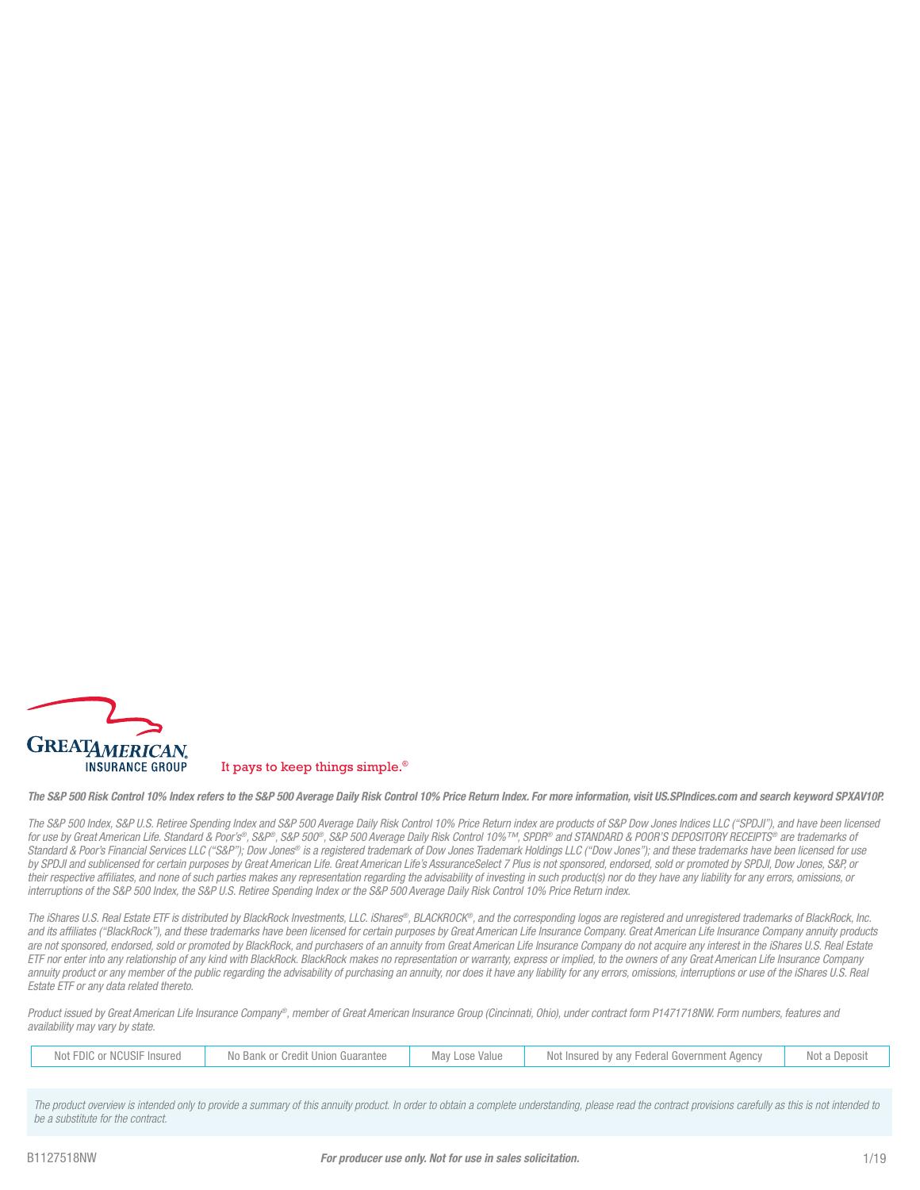GREAT AMERICAN INSURANCE GROUP

It pays to keep things simple.®

***The S&P 500 Risk Control 10% Index refers to the S&P 500 Average Daily Risk Control 10% Price Return Index. For more information, visit US.SPIndices.com and search keyword SPXAV10P.***

*The S&P 500 Index, S&P U.S. Retiree Spending Index and S&P 500 Average Daily Risk Control 10% Price Return index are products of S&P Dow Jones Indices LLC ("SPDJI"), and have been licensed for use by Great American Life. Standard & Poor's®, S&P®, S&P 500®, S&P 500 Average Daily Risk Control 10%™, SPDR® and STANDARD & POOR'S DEPOSITORY RECEIPTS® are trademarks of Standard & Poor's Financial Services LLC ("S&P"); Dow Jones® is a registered trademark of Dow Jones Trademark Holdings LLC ("Dow Jones"); and these trademarks have been licensed for use by SPDJI and sublicensed for certain purposes by Great American Life. Great American Life's AssuranceSelect 7 Plus is not sponsored, endorsed, sold or promoted by SPDJI, Dow Jones, S&P, or their respective affiliates, and none of such parties makes any representation regarding the advisability of investing in such product(s) nor do they have any liability for any errors, omissions, or interruptions of the S&P 500 Index, the S&P U.S. Retiree Spending Index or the S&P 500 Average Daily Risk Control 10% Price Return index.*

*The iShares U.S. Real Estate ETF is distributed by BlackRock Investments, LLC. iShares®, BLACKROCK®, and the corresponding logos are registered and unregistered trademarks of BlackRock, Inc. and its affiliates ("BlackRock"), and these trademarks have been licensed for certain purposes by Great American Life Insurance Company. Great American Life Insurance Company annuity products are not sponsored, endorsed, sold or promoted by BlackRock, and purchasers of an annuity from Great American Life Insurance Company do not acquire any interest in the iShares U.S. Real Estate ETF nor enter into any relationship of any kind with BlackRock. BlackRock makes no representation or warranty, express or implied, to the owners of any Great American Life Insurance Company annuity product or any member of the public regarding the advisability of purchasing an annuity, nor does it have any liability for any errors, omissions, interruptions or use of the iShares U.S. Real Estate ETF or any data related thereto.*

*Product issued by Great American Life Insurance Company®, member of Great American Insurance Group (Cincinnati, Ohio), under contract form P1471718NW. Form numbers, features and availability may vary by state.*

| | | | | |
|---|---|---|---|---|
| Not FDIC or NCUSIF Insured | No Bank or Credit Union Guarantee | May Lose Value | Not Insured by any Federal Government Agency | Not a Deposit |

*The product overview is intended only to provide a summary of this annuity product. In order to obtain a complete understanding, please read the contract provisions carefully as this is not intended to be a substitute for the contract.*

B1127518NW

***For producer use only. Not for use in sales solicitation.***

1/19